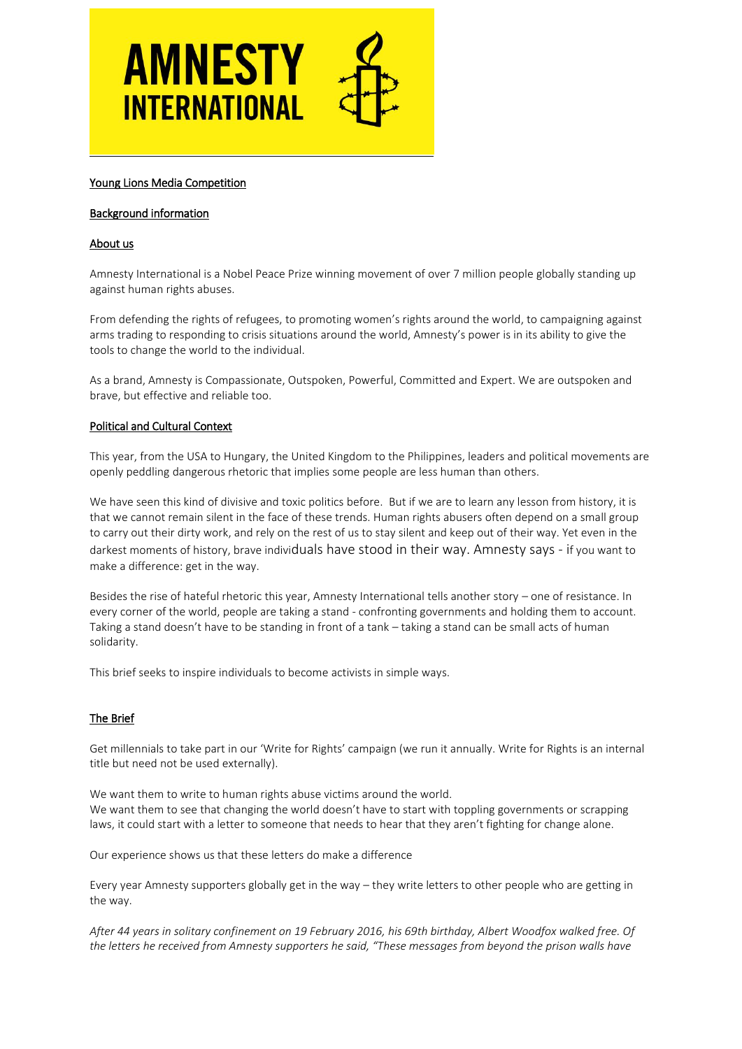AMNESTY INTERNATIONAL

## Young Lions Media Competition

### Background information

### About us

Amnesty International is a Nobel Peace Prize winning movement of over 7 million people globally standing up against human rights abuses.

From defending the rights of refugees, to promoting women's rights around the world, to campaigning against arms trading to responding to crisis situations around the world, Amnesty's power is in its ability to give the tools to change the world to the individual.

As a brand, Amnesty is Compassionate, Outspoken, Powerful, Committed and Expert. We are outspoken and brave, but effective and reliable too.

### Political and Cultural Context

This year, from the USA to Hungary, the United Kingdom to the Philippines, leaders and political movements are openly peddling dangerous rhetoric that implies some people are less human than others.

We have seen this kind of divisive and toxic politics before. But if we are to learn any lesson from history, it is that we cannot remain silent in the face of these trends. Human rights abusers often depend on a small group to carry out their dirty work, and rely on the rest of us to stay silent and keep out of their way. Yet even in the darkest moments of history, brave individuals have stood in their way. Amnesty says - if you want to make a difference: get in the way.

Besides the rise of hateful rhetoric this year, Amnesty International tells another story – one of resistance. In every corner of the world, people are taking a stand - confronting governments and holding them to account. Taking a stand doesn't have to be standing in front of a tank – taking a stand can be small acts of human solidarity.

This brief seeks to inspire individuals to become activists in simple ways.

### The Brief

Get millennials to take part in our 'Write for Rights' campaign (we run it annually. Write for Rights is an internal title but need not be used externally).

We want them to write to human rights abuse victims around the world.
We want them to see that changing the world doesn't have to start with toppling governments or scrapping laws, it could start with a letter to someone that needs to hear that they aren't fighting for change alone.

Our experience shows us that these letters do make a difference

Every year Amnesty supporters globally get in the way – they write letters to other people who are getting in the way.

*After 44 years in solitary confinement on 19 February 2016, his 69th birthday, Albert Woodfox walked free. Of the letters he received from Amnesty supporters he said, "These messages from beyond the prison walls have*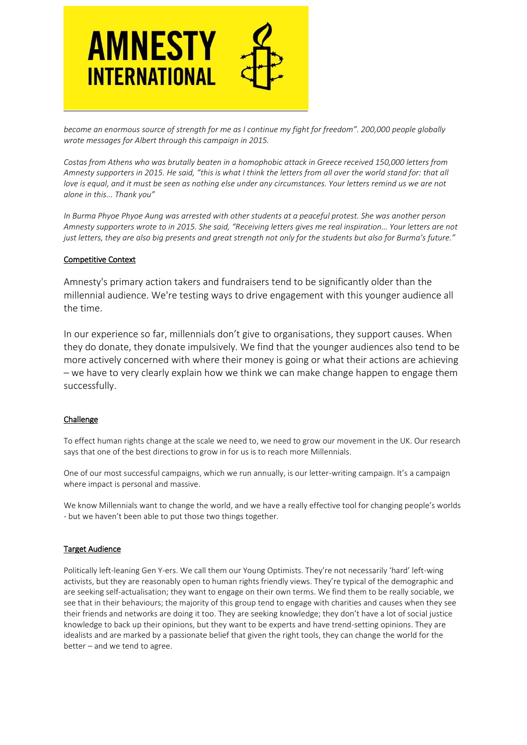*become an enormous source of strength for me as I continue my fight for freedom". 200,000 people globally wrote messages for Albert through this campaign in 2015.*

*Costas from Athens who was brutally beaten in a homophobic attack in Greece received 150,000 letters from Amnesty supporters in 2015. He said, "this is what I think the letters from all over the world stand for: that all love is equal, and it must be seen as nothing else under any circumstances. Your letters remind us we are not alone in this... Thank you"*

*In Burma Phyoe Phyoe Aung was arrested with other students at a peaceful protest. She was another person Amnesty supporters wrote to in 2015. She said, "Receiving letters gives me real inspiration… Your letters are not just letters, they are also big presents and great strength not only for the students but also for Burma's future."*

## Competitive Context

Amnesty's primary action takers and fundraisers tend to be significantly older than the millennial audience. We're testing ways to drive engagement with this younger audience all the time.

In our experience so far, millennials don't give to organisations, they support causes. When they do donate, they donate impulsively. We find that the younger audiences also tend to be more actively concerned with where their money is going or what their actions are achieving – we have to very clearly explain how we think we can make change happen to engage them successfully.

## Challenge

To effect human rights change at the scale we need to, we need to grow our movement in the UK. Our research says that one of the best directions to grow in for us is to reach more Millennials.

One of our most successful campaigns, which we run annually, is our letter-writing campaign. It's a campaign where impact is personal and massive.

We know Millennials want to change the world, and we have a really effective tool for changing people's worlds - but we haven't been able to put those two things together.

## Target Audience

Politically left-leaning Gen Y-ers. We call them our Young Optimists. They're not necessarily 'hard' left-wing activists, but they are reasonably open to human rights friendly views. They're typical of the demographic and are seeking self-actualisation; they want to engage on their own terms. We find them to be really sociable, we see that in their behaviours; the majority of this group tend to engage with charities and causes when they see their friends and networks are doing it too. They are seeking knowledge; they don't have a lot of social justice knowledge to back up their opinions, but they want to be experts and have trend-setting opinions. They are idealists and are marked by a passionate belief that given the right tools, they can change the world for the better – and we tend to agree.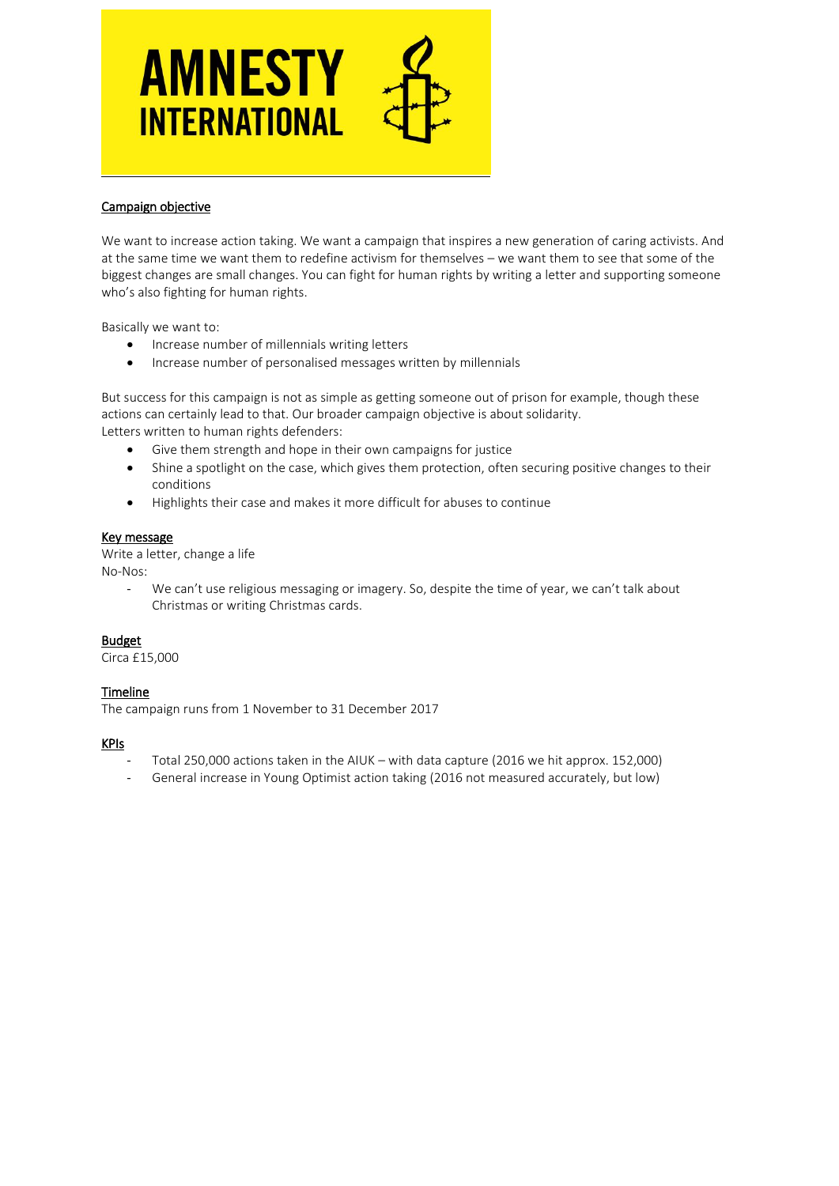AMNESTY INTERNATIONAL

## Campaign objective

We want to increase action taking. We want a campaign that inspires a new generation of caring activists. And at the same time we want them to redefine activism for themselves – we want them to see that some of the biggest changes are small changes. You can fight for human rights by writing a letter and supporting someone who's also fighting for human rights.

Basically we want to:

- Increase number of millennials writing letters
- Increase number of personalised messages written by millennials

But success for this campaign is not as simple as getting someone out of prison for example, though these actions can certainly lead to that. Our broader campaign objective is about solidarity.
Letters written to human rights defenders:

- Give them strength and hope in their own campaigns for justice
- Shine a spotlight on the case, which gives them protection, often securing positive changes to their conditions
- Highlights their case and makes it more difficult for abuses to continue

## Key message

Write a letter, change a life

No-Nos:

- We can't use religious messaging or imagery. So, despite the time of year, we can't talk about Christmas or writing Christmas cards.

## Budget

Circa £15,000

## Timeline

The campaign runs from 1 November to 31 December 2017

## KPIs

- Total 250,000 actions taken in the AIUK – with data capture (2016 we hit approx. 152,000)
- General increase in Young Optimist action taking (2016 not measured accurately, but low)